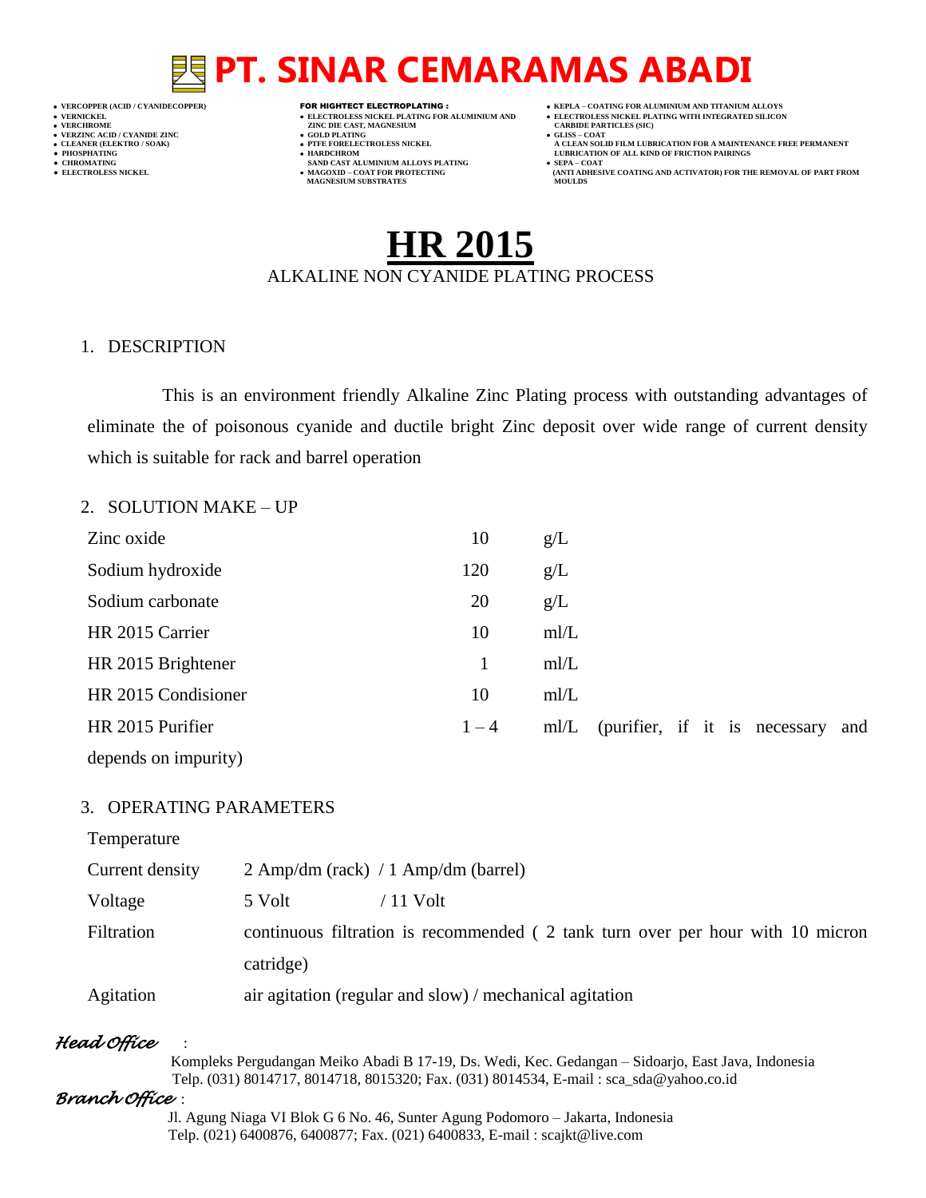# PT. SINAR CEMARAMAS ABADI

- VERCOPPER (ACID / CYANIDECOPPER)
- VERNICKEL
- VERCHROME
- VERZINC ACID / CYANIDE ZINC
- CLEANER (ELEKTRO / SOAK)
- PHOSPHATING
- CHROMATING
- ELECTROLESS NICKEL

**FOR HIGHTECT ELECTROPLATING :**

- ELECTROLESS NICKEL PLATING FOR ALUMINIUM AND ZINC DIE CAST, MAGNESIUM
- GOLD PLATING
- PTFE FORELECTROLESS NICKEL
- HARDCHROM SAND CAST ALUMINIUM ALLOYS PLATING
- MAGOXID – COAT FOR PROTECTING MAGNESIUM SUBSTRATES

- KEPLA – COATING FOR ALUMINIUM AND TITANIUM ALLOYS
- ELECTROLESS NICKEL PLATING WITH INTEGRATED SILICON CARBIDE PARTICLES (SIC)
- GLISS – COAT A CLEAN SOLID FILM LUBRICATION FOR A MAINTENANCE FREE PERMANENT LUBRICATION OF ALL KIND OF FRICTION PAIRINGS
- SEPA – COAT (ANTI ADHESIVE COATING AND ACTIVATOR) FOR THE REMOVAL OF PART FROM MOULDS

# HR 2015

ALKALINE NON CYANIDE PLATING PROCESS

## 1. DESCRIPTION

This is an environment friendly Alkaline Zinc Plating process with outstanding advantages of eliminate the of poisonous cyanide and ductile bright Zinc deposit over wide range of current density which is suitable for rack and barrel operation

## 2. SOLUTION MAKE – UP

| | | |
|---|---|---|
| Zinc oxide | 10 | g/L |
| Sodium hydroxide | 120 | g/L |
| Sodium carbonate | 20 | g/L |
| HR 2015 Carrier | 10 | ml/L |
| HR 2015 Brightener | 1 | ml/L |
| HR 2015 Condisioner | 10 | ml/L |
| HR 2015 Purifier | 1 – 4 | ml/L (purifier, if it is necessary and depends on impurity) |

## 3. OPERATING PARAMETERS

| | |
|---|---|
| Temperature | |
| Current density | 2 Amp/dm (rack) / 1 Amp/dm (barrel) |
| Voltage | 5 Volt / 11 Volt |
| Filtration | continuous filtration is recommended ( 2 tank turn over per hour with 10 micron catridge) |
| Agitation | air agitation (regular and slow) / mechanical agitation |

*Head Office* :
Kompleks Pergudangan Meiko Abadi B 17-19, Ds. Wedi, Kec. Gedangan – Sidoarjo, East Java, Indonesia
Telp. (031) 8014717, 8014718, 8015320; Fax. (031) 8014534, E-mail : sca_sda@yahoo.co.id

*Branch Office* :
Jl. Agung Niaga VI Blok G 6 No. 46, Sunter Agung Podomoro – Jakarta, Indonesia
Telp. (021) 6400876, 6400877; Fax. (021) 6400833, E-mail : scajkt@live.com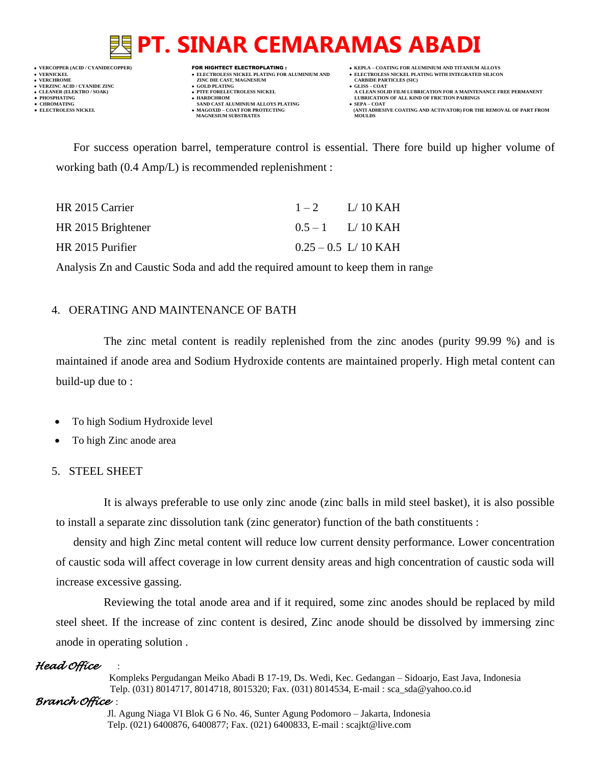For success operation barrel, temperature control is essential. There fore build up higher volume of working bath (0.4 Amp/L) is recommended replenishment :

| | | |
|---|---|---|
| HR 2015 Carrier | 1 – 2 | L/ 10 KAH |
| HR 2015 Brightener | 0.5 – 1 | L/ 10 KAH |
| HR 2015 Purifier | 0.25 – 0.5 | L/ 10 KAH |

Analysis Zn and Caustic Soda and add the required amount to keep them in range

4. OERATING AND MAINTENANCE OF BATH

The zinc metal content is readily replenished from the zinc anodes (purity 99.99 %) and is maintained if anode area and Sodium Hydroxide contents are maintained properly. High metal content can build-up due to :

- To high Sodium Hydroxide level
- To high Zinc anode area

5. STEEL SHEET

It is always preferable to use only zinc anode (zinc balls in mild steel basket), it is also possible to install a separate zinc dissolution tank (zinc generator) function of the bath constituents :

density and high Zinc metal content will reduce low current density performance. Lower concentration of caustic soda will affect coverage in low current density areas and high concentration of caustic soda will increase excessive gassing.

Reviewing the total anode area and if it required, some zinc anodes should be replaced by mild steel sheet. If the increase of zinc content is desired, Zinc anode should be dissolved by immersing zinc anode in operating solution .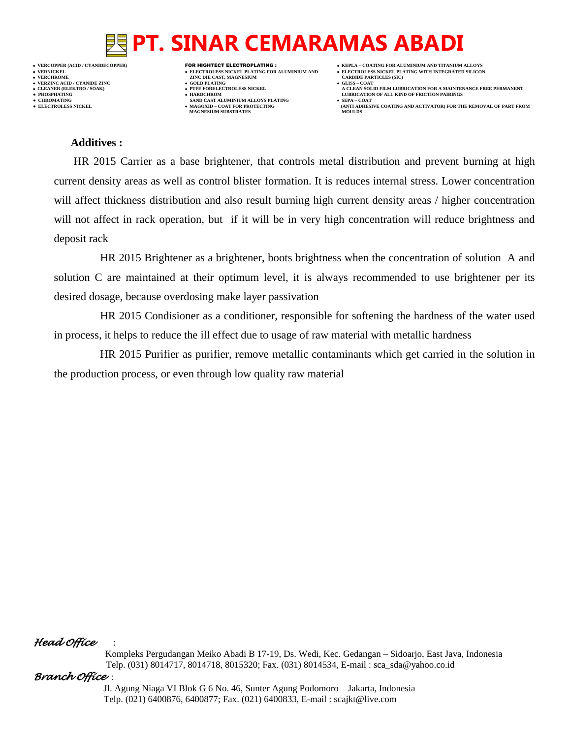**Additives :**

HR 2015 Carrier as a base brightener, that controls metal distribution and prevent burning at high current density areas as well as control blister formation. It is reduces internal stress. Lower concentration will affect thickness distribution and also result burning high current density areas / higher concentration will not affect in rack operation, but if it will be in very high concentration will reduce brightness and deposit rack

HR 2015 Brightener as a brightener, boots brightness when the concentration of solution A and solution C are maintained at their optimum level, it is always recommended to use brightener per its desired dosage, because overdosing make layer passivation

HR 2015 Condisioner as a conditioner, responsible for softening the hardness of the water used in process, it helps to reduce the ill effect due to usage of raw material with metallic hardness

HR 2015 Purifier as purifier, remove metallic contaminants which get carried in the solution in the production process, or even through low quality raw material